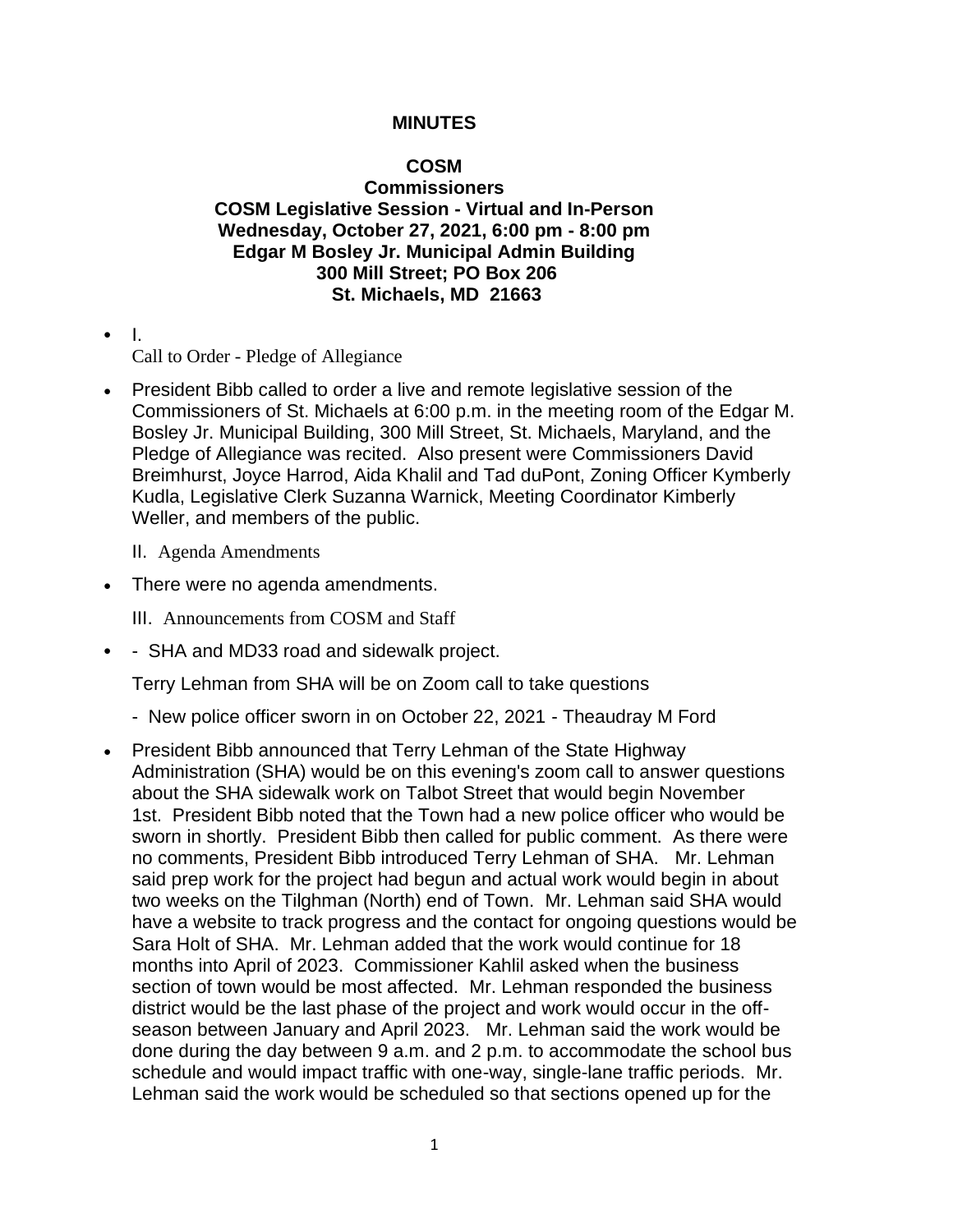# MINUTES

## COSM
### Commissioners
### COSM Legislative Session - Virtual and In-Person
### Wednesday, October 27, 2021, 6:00 pm - 8:00 pm
### Edgar M Bosley Jr. Municipal Admin Building
### 300 Mill Street; PO Box 206
### St. Michaels, MD 21663

- I.
  Call to Order - Pledge of Allegiance

- President Bibb called to order a live and remote legislative session of the Commissioners of St. Michaels at 6:00 p.m. in the meeting room of the Edgar M. Bosley Jr. Municipal Building, 300 Mill Street, St. Michaels, Maryland, and the Pledge of Allegiance was recited. Also present were Commissioners David Breimhurst, Joyce Harrod, Aida Khalil and Tad duPont, Zoning Officer Kymberly Kudla, Legislative Clerk Suzanna Warnick, Meeting Coordinator Kimberly Weller, and members of the public.

  II. Agenda Amendments

- There were no agenda amendments.

  III. Announcements from COSM and Staff

- - SHA and MD33 road and sidewalk project.

  Terry Lehman from SHA will be on Zoom call to take questions

  - New police officer sworn in on October 22, 2021 - Theaudray M Ford

- President Bibb announced that Terry Lehman of the State Highway Administration (SHA) would be on this evening's zoom call to answer questions about the SHA sidewalk work on Talbot Street that would begin November 1st. President Bibb noted that the Town had a new police officer who would be sworn in shortly. President Bibb then called for public comment. As there were no comments, President Bibb introduced Terry Lehman of SHA. Mr. Lehman said prep work for the project had begun and actual work would begin in about two weeks on the Tilghman (North) end of Town. Mr. Lehman said SHA would have a website to track progress and the contact for ongoing questions would be Sara Holt of SHA. Mr. Lehman added that the work would continue for 18 months into April of 2023. Commissioner Kahlil asked when the business section of town would be most affected. Mr. Lehman responded the business district would be the last phase of the project and work would occur in the off-season between January and April 2023. Mr. Lehman said the work would be done during the day between 9 a.m. and 2 p.m. to accommodate the school bus schedule and would impact traffic with one-way, single-lane traffic periods. Mr. Lehman said the work would be scheduled so that sections opened up for the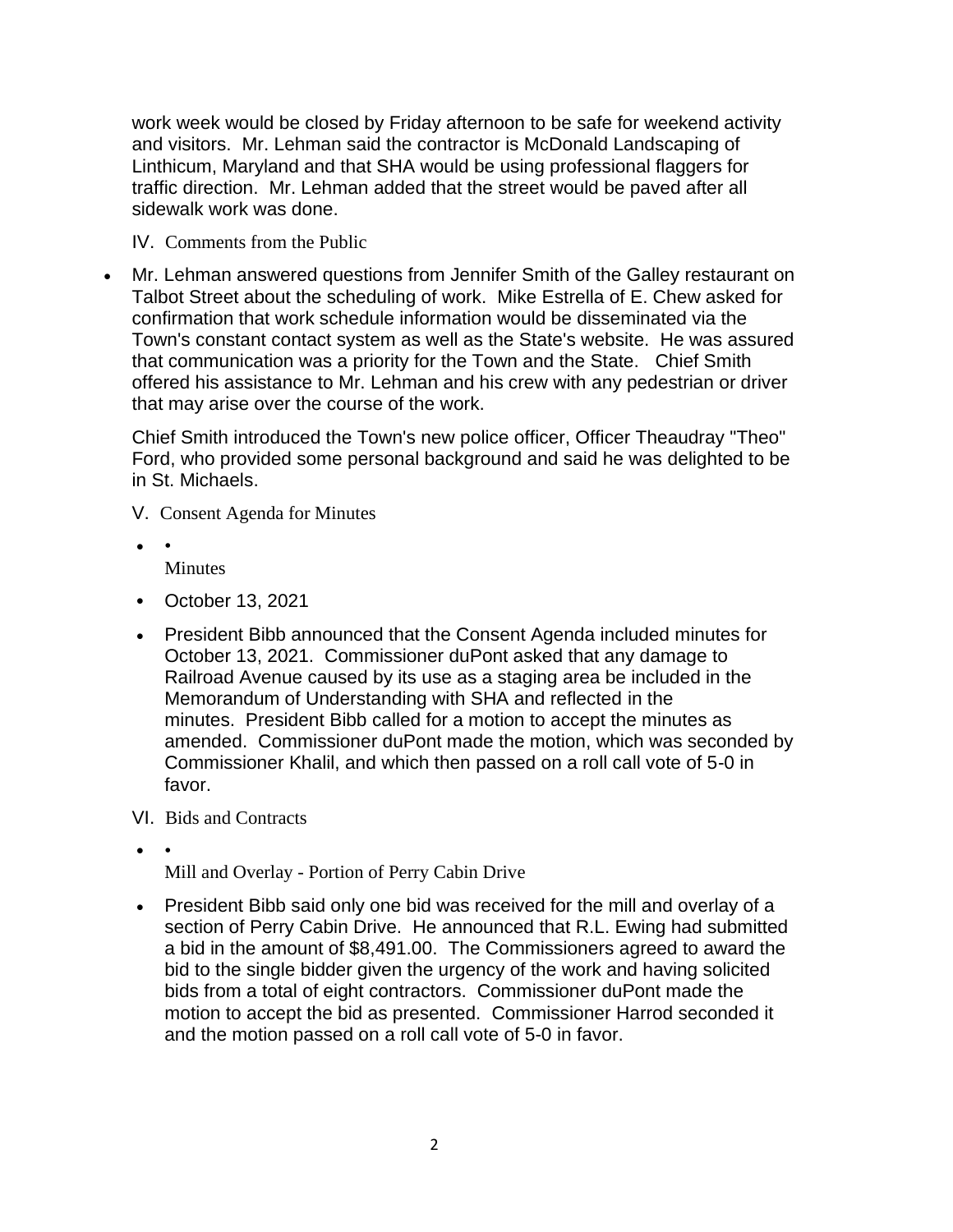work week would be closed by Friday afternoon to be safe for weekend activity and visitors. Mr. Lehman said the contractor is McDonald Landscaping of Linthicum, Maryland and that SHA would be using professional flaggers for traffic direction. Mr. Lehman added that the street would be paved after all sidewalk work was done.

IV. Comments from the Public

- Mr. Lehman answered questions from Jennifer Smith of the Galley restaurant on Talbot Street about the scheduling of work. Mike Estrella of E. Chew asked for confirmation that work schedule information would be disseminated via the Town's constant contact system as well as the State's website. He was assured that communication was a priority for the Town and the State. Chief Smith offered his assistance to Mr. Lehman and his crew with any pedestrian or driver that may arise over the course of the work.

  Chief Smith introduced the Town's new police officer, Officer Theaudray "Theo" Ford, who provided some personal background and said he was delighted to be in St. Michaels.

V. Consent Agenda for Minutes

- • Minutes
- October 13, 2021
- President Bibb announced that the Consent Agenda included minutes for October 13, 2021. Commissioner duPont asked that any damage to Railroad Avenue caused by its use as a staging area be included in the Memorandum of Understanding with SHA and reflected in the minutes. President Bibb called for a motion to accept the minutes as amended. Commissioner duPont made the motion, which was seconded by Commissioner Khalil, and which then passed on a roll call vote of 5-0 in favor.

VI. Bids and Contracts

- • Mill and Overlay - Portion of Perry Cabin Drive
- President Bibb said only one bid was received for the mill and overlay of a section of Perry Cabin Drive. He announced that R.L. Ewing had submitted a bid in the amount of $8,491.00. The Commissioners agreed to award the bid to the single bidder given the urgency of the work and having solicited bids from a total of eight contractors. Commissioner duPont made the motion to accept the bid as presented. Commissioner Harrod seconded it and the motion passed on a roll call vote of 5-0 in favor.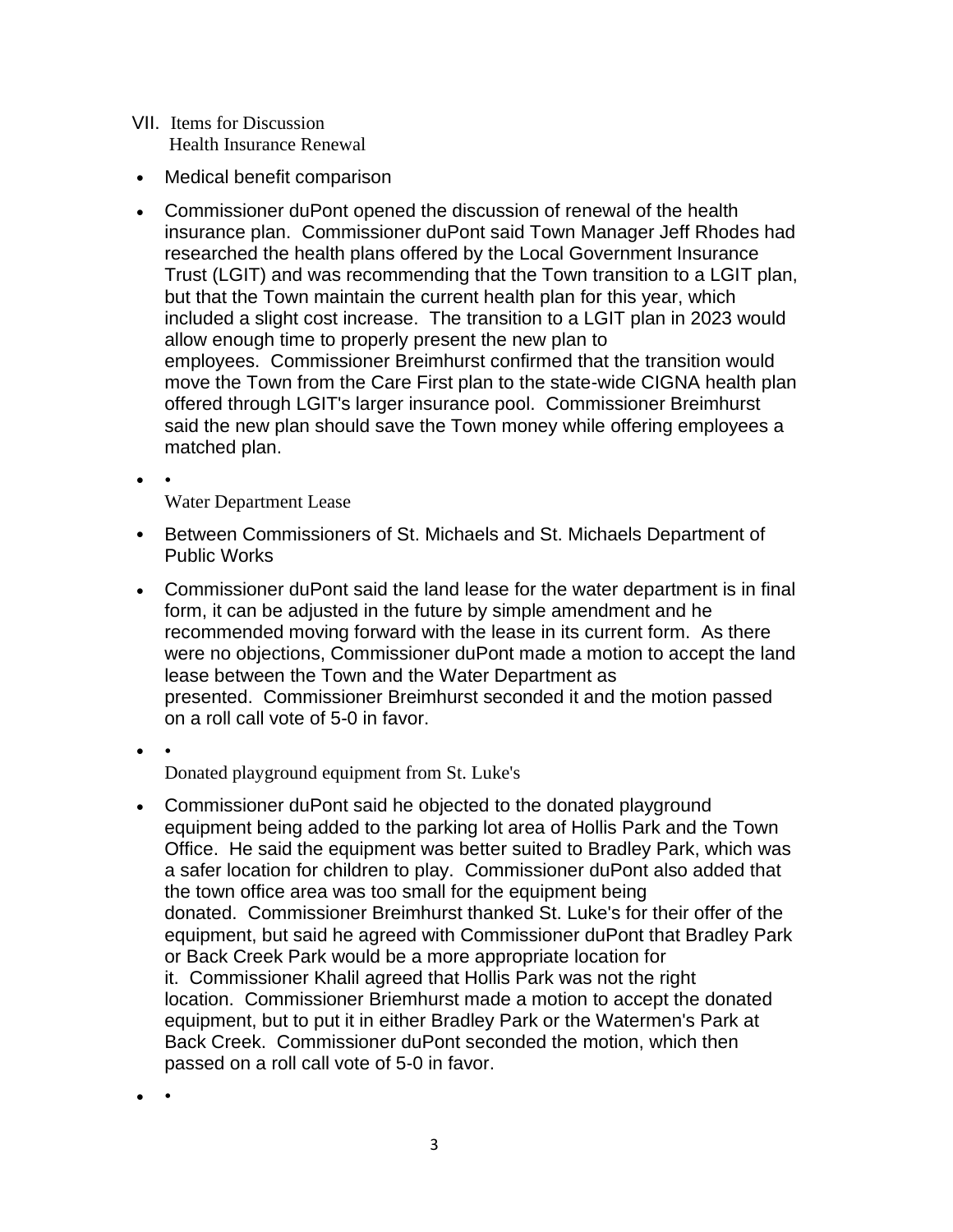VII. Items for Discussion

Health Insurance Renewal

- Medical benefit comparison
- Commissioner duPont opened the discussion of renewal of the health insurance plan. Commissioner duPont said Town Manager Jeff Rhodes had researched the health plans offered by the Local Government Insurance Trust (LGIT) and was recommending that the Town transition to a LGIT plan, but that the Town maintain the current health plan for this year, which included a slight cost increase. The transition to a LGIT plan in 2023 would allow enough time to properly present the new plan to employees. Commissioner Breimhurst confirmed that the transition would move the Town from the Care First plan to the state-wide CIGNA health plan offered through LGIT's larger insurance pool. Commissioner Breimhurst said the new plan should save the Town money while offering employees a matched plan.
- •

Water Department Lease

- Between Commissioners of St. Michaels and St. Michaels Department of Public Works
- Commissioner duPont said the land lease for the water department is in final form, it can be adjusted in the future by simple amendment and he recommended moving forward with the lease in its current form. As there were no objections, Commissioner duPont made a motion to accept the land lease between the Town and the Water Department as presented. Commissioner Breimhurst seconded it and the motion passed on a roll call vote of 5-0 in favor.
- •

Donated playground equipment from St. Luke's

- Commissioner duPont said he objected to the donated playground equipment being added to the parking lot area of Hollis Park and the Town Office. He said the equipment was better suited to Bradley Park, which was a safer location for children to play. Commissioner duPont also added that the town office area was too small for the equipment being donated. Commissioner Breimhurst thanked St. Luke's for their offer of the equipment, but said he agreed with Commissioner duPont that Bradley Park or Back Creek Park would be a more appropriate location for it. Commissioner Khalil agreed that Hollis Park was not the right location. Commissioner Briemhurst made a motion to accept the donated equipment, but to put it in either Bradley Park or the Watermen's Park at Back Creek. Commissioner duPont seconded the motion, which then passed on a roll call vote of 5-0 in favor.
- •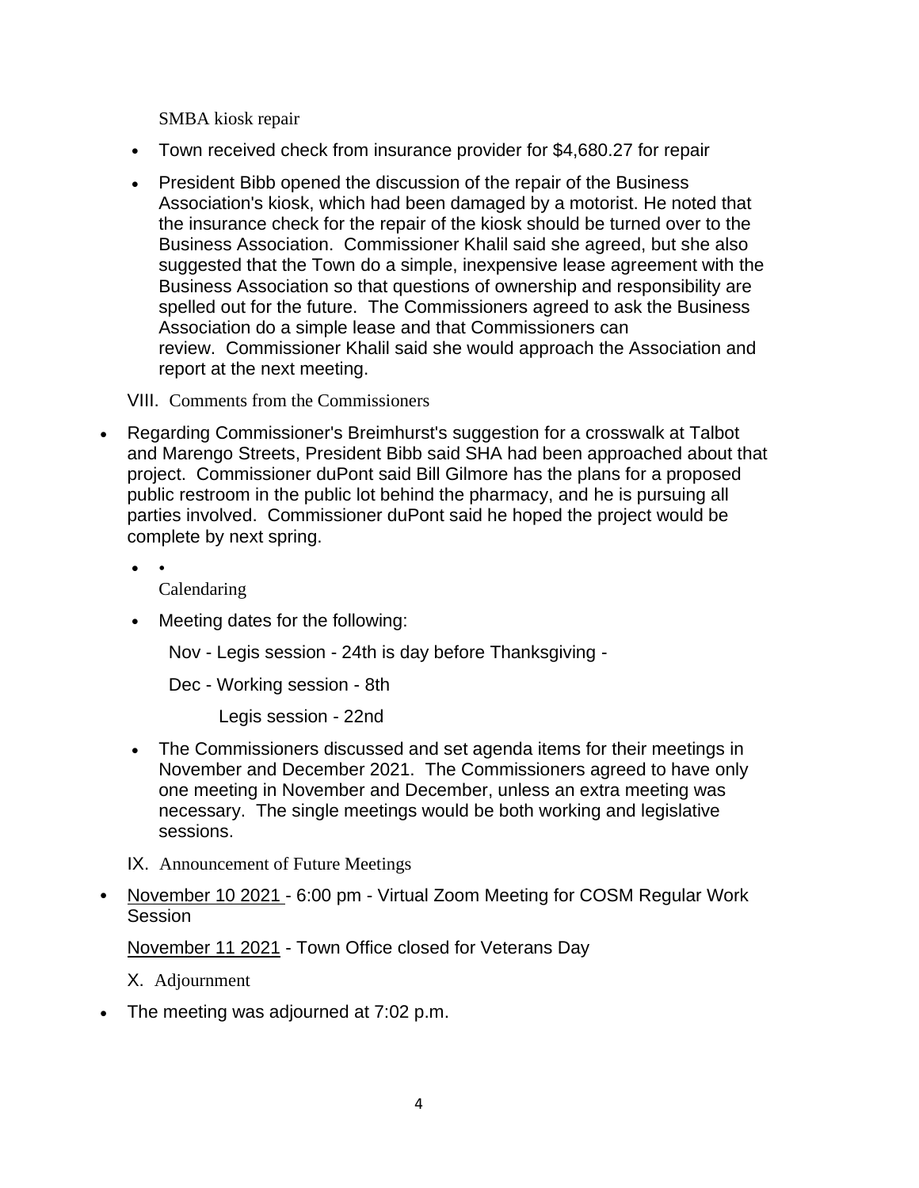SMBA kiosk repair

- Town received check from insurance provider for $4,680.27 for repair
- President Bibb opened the discussion of the repair of the Business Association's kiosk, which had been damaged by a motorist. He noted that the insurance check for the repair of the kiosk should be turned over to the Business Association. Commissioner Khalil said she agreed, but she also suggested that the Town do a simple, inexpensive lease agreement with the Business Association so that questions of ownership and responsibility are spelled out for the future. The Commissioners agreed to ask the Business Association do a simple lease and that Commissioners can review. Commissioner Khalil said she would approach the Association and report at the next meeting.

VIII. Comments from the Commissioners

- Regarding Commissioner's Breimhurst's suggestion for a crosswalk at Talbot and Marengo Streets, President Bibb said SHA had been approached about that project. Commissioner duPont said Bill Gilmore has the plans for a proposed public restroom in the public lot behind the pharmacy, and he is pursuing all parties involved. Commissioner duPont said he hoped the project would be complete by next spring.
  - •

  Calendaring

  - Meeting dates for the following:

    Nov - Legis session - 24th is day before Thanksgiving -

    Dec - Working session - 8th

    Legis session - 22nd

  - The Commissioners discussed and set agenda items for their meetings in November and December 2021. The Commissioners agreed to have only one meeting in November and December, unless an extra meeting was necessary. The single meetings would be both working and legislative sessions.

IX. Announcement of Future Meetings

- November 10 2021 - 6:00 pm - Virtual Zoom Meeting for COSM Regular Work Session

  November 11 2021 - Town Office closed for Veterans Day

X. Adjournment

- The meeting was adjourned at 7:02 p.m.